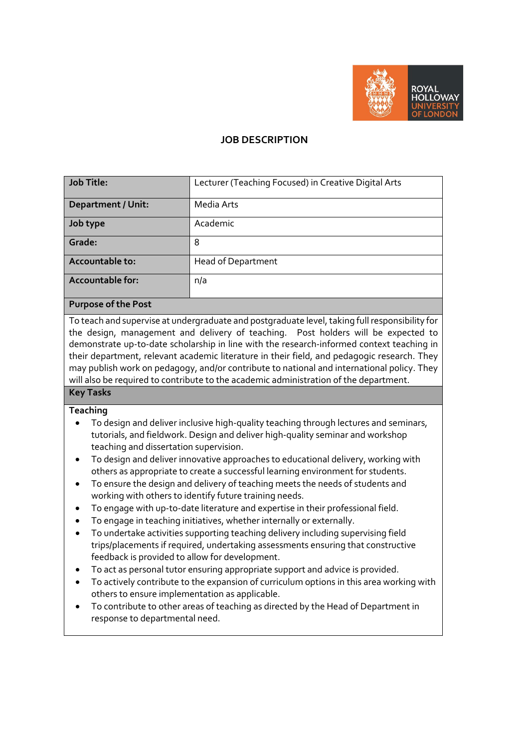# JOB DESCRIPTION

| Job Title: | Lecturer (Teaching Focused) in Creative Digital Arts |
|---|---|
| Department / Unit: | Media Arts |
| Job type | Academic |
| Grade: | 8 |
| Accountable to: | Head of Department |
| Accountable for: | n/a |

## Purpose of the Post

To teach and supervise at undergraduate and postgraduate level, taking full responsibility for the design, management and delivery of teaching. Post holders will be expected to demonstrate up-to-date scholarship in line with the research-informed context teaching in their department, relevant academic literature in their field, and pedagogic research. They may publish work on pedagogy, and/or contribute to national and international policy. They will also be required to contribute to the academic administration of the department.

## Key Tasks

**Teaching**

- To design and deliver inclusive high-quality teaching through lectures and seminars, tutorials, and fieldwork. Design and deliver high-quality seminar and workshop teaching and dissertation supervision.
- To design and deliver innovative approaches to educational delivery, working with others as appropriate to create a successful learning environment for students.
- To ensure the design and delivery of teaching meets the needs of students and working with others to identify future training needs.
- To engage with up-to-date literature and expertise in their professional field.
- To engage in teaching initiatives, whether internally or externally.
- To undertake activities supporting teaching delivery including supervising field trips/placements if required, undertaking assessments ensuring that constructive feedback is provided to allow for development.
- To act as personal tutor ensuring appropriate support and advice is provided.
- To actively contribute to the expansion of curriculum options in this area working with others to ensure implementation as applicable.
- To contribute to other areas of teaching as directed by the Head of Department in response to departmental need.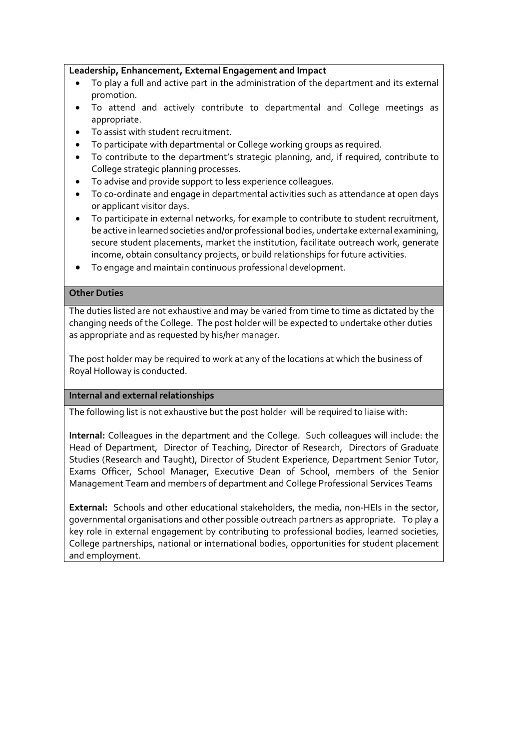**Leadership, Enhancement, External Engagement and Impact**

- To play a full and active part in the administration of the department and its external promotion.
- To attend and actively contribute to departmental and College meetings as appropriate.
- To assist with student recruitment.
- To participate with departmental or College working groups as required.
- To contribute to the department's strategic planning, and, if required, contribute to College strategic planning processes.
- To advise and provide support to less experience colleagues.
- To co-ordinate and engage in departmental activities such as attendance at open days or applicant visitor days.
- To participate in external networks, for example to contribute to student recruitment, be active in learned societies and/or professional bodies, undertake external examining, secure student placements, market the institution, facilitate outreach work, generate income, obtain consultancy projects, or build relationships for future activities.
- To engage and maintain continuous professional development.

**Other Duties**

The duties listed are not exhaustive and may be varied from time to time as dictated by the changing needs of the College. The post holder will be expected to undertake other duties as appropriate and as requested by his/her manager.

The post holder may be required to work at any of the locations at which the business of Royal Holloway is conducted.

**Internal and external relationships**

The following list is not exhaustive but the post holder will be required to liaise with:

**Internal:** Colleagues in the department and the College. Such colleagues will include: the Head of Department, Director of Teaching, Director of Research, Directors of Graduate Studies (Research and Taught), Director of Student Experience, Department Senior Tutor, Exams Officer, School Manager, Executive Dean of School, members of the Senior Management Team and members of department and College Professional Services Teams

**External:** Schools and other educational stakeholders, the media, non-HEIs in the sector, governmental organisations and other possible outreach partners as appropriate. To play a key role in external engagement by contributing to professional bodies, learned societies, College partnerships, national or international bodies, opportunities for student placement and employment.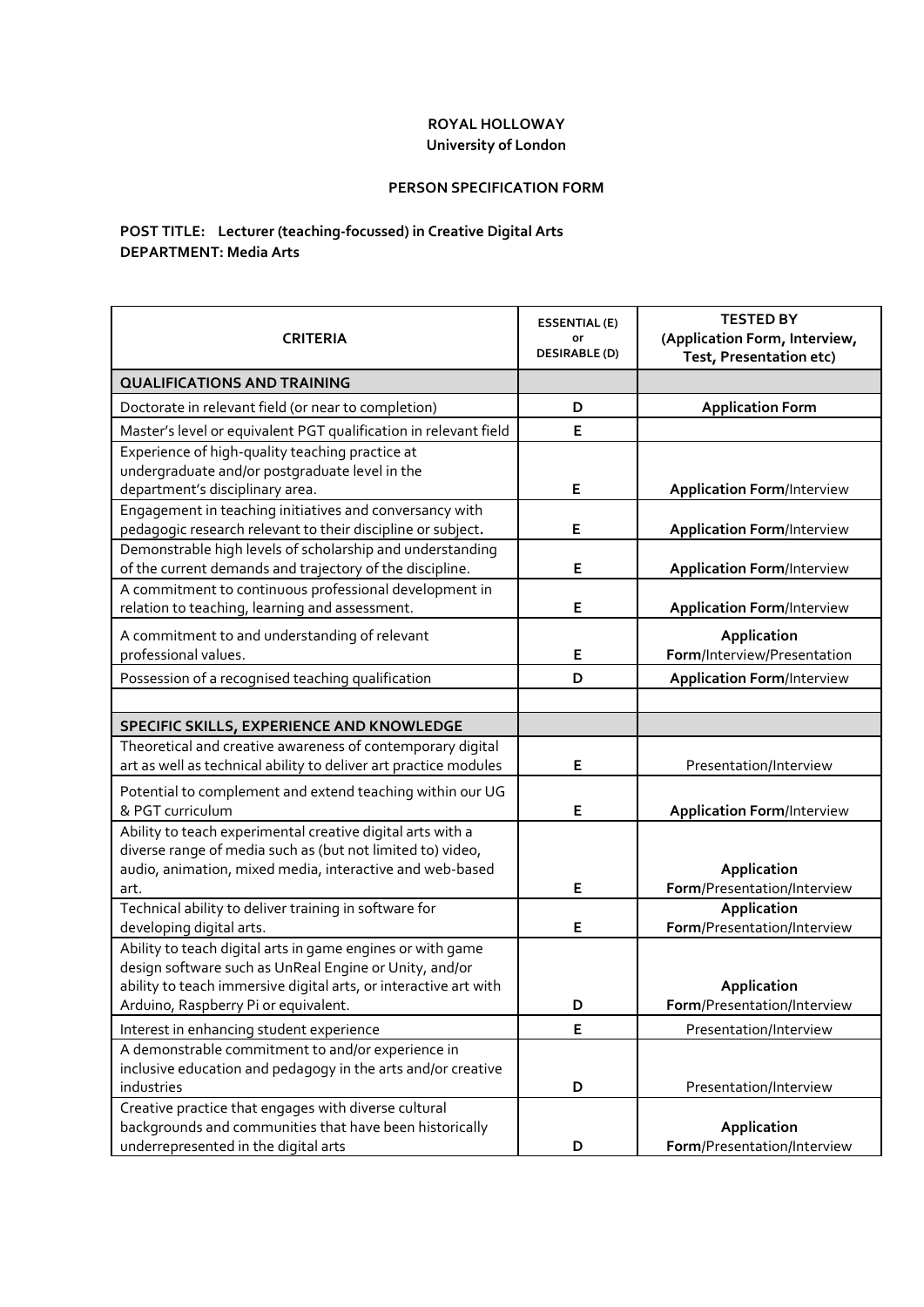**ROYAL HOLLOWAY**
**University of London**

**PERSON SPECIFICATION FORM**

**POST TITLE: Lecturer (teaching-focussed) in Creative Digital Arts**
**DEPARTMENT: Media Arts**

| CRITERIA | ESSENTIAL (E) or DESIRABLE (D) | TESTED BY (Application Form, Interview, Test, Presentation etc) |
|---|---|---|
| **QUALIFICATIONS AND TRAINING** | | |
| Doctorate in relevant field (or near to completion) | D | **Application Form** |
| Master's level or equivalent PGT qualification in relevant field | E | |
| Experience of high-quality teaching practice at undergraduate and/or postgraduate level in the department's disciplinary area. | E | **Application Form**/Interview |
| Engagement in teaching initiatives and conversancy with pedagogic research relevant to their discipline or subject. | E | **Application Form**/Interview |
| Demonstrable high levels of scholarship and understanding of the current demands and trajectory of the discipline. | E | **Application Form**/Interview |
| A commitment to continuous professional development in relation to teaching, learning and assessment. | E | **Application Form**/Interview |
| A commitment to and understanding of relevant professional values. | E | **Application Form**/Interview/Presentation |
| Possession of a recognised teaching qualification | D | **Application Form**/Interview |
| | | |
| **SPECIFIC SKILLS, EXPERIENCE AND KNOWLEDGE** | | |
| Theoretical and creative awareness of contemporary digital art as well as technical ability to deliver art practice modules | E | Presentation/Interview |
| Potential to complement and extend teaching within our UG & PGT curriculum | E | **Application Form**/Interview |
| Ability to teach experimental creative digital arts with a diverse range of media such as (but not limited to) video, audio, animation, mixed media, interactive and web-based art. | E | **Application Form**/Presentation/Interview |
| Technical ability to deliver training in software for developing digital arts. | E | **Application Form**/Presentation/Interview |
| Ability to teach digital arts in game engines or with game design software such as UnReal Engine or Unity, and/or ability to teach immersive digital arts, or interactive art with Arduino, Raspberry Pi or equivalent. | D | **Application Form**/Presentation/Interview |
| Interest in enhancing student experience | E | Presentation/Interview |
| A demonstrable commitment to and/or experience in inclusive education and pedagogy in the arts and/or creative industries | D | Presentation/Interview |
| Creative practice that engages with diverse cultural backgrounds and communities that have been historically underrepresented in the digital arts | D | **Application Form**/Presentation/Interview |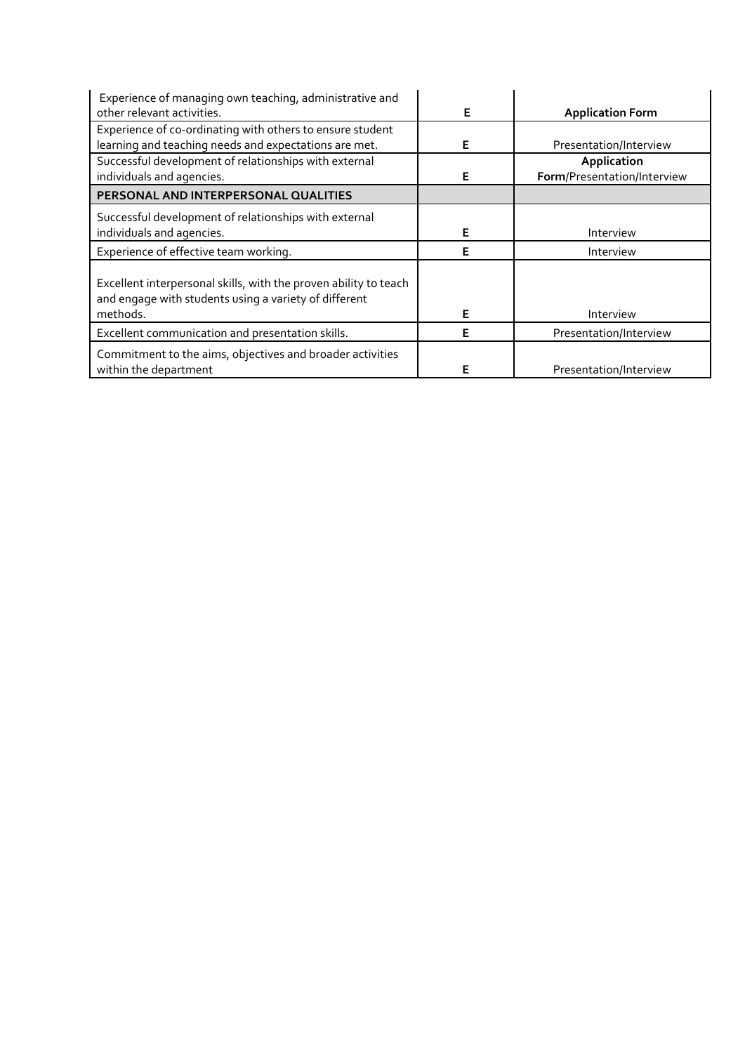| | | |
|---|---|---|
| Experience of managing own teaching, administrative and other relevant activities. | **E** | **Application Form** |
| Experience of co-ordinating with others to ensure student learning and teaching needs and expectations are met. | **E** | Presentation/Interview |
| Successful development of relationships with external individuals and agencies. | **E** | **Application Form**/Presentation/Interview |
| **PERSONAL AND INTERPERSONAL QUALITIES** | | |
| Successful development of relationships with external individuals and agencies. | **E** | Interview |
| Experience of effective team working. | **E** | Interview |
| Excellent interpersonal skills, with the proven ability to teach and engage with students using a variety of different methods. | **E** | Interview |
| Excellent communication and presentation skills. | **E** | Presentation/Interview |
| Commitment to the aims, objectives and broader activities within the department | **E** | Presentation/Interview |